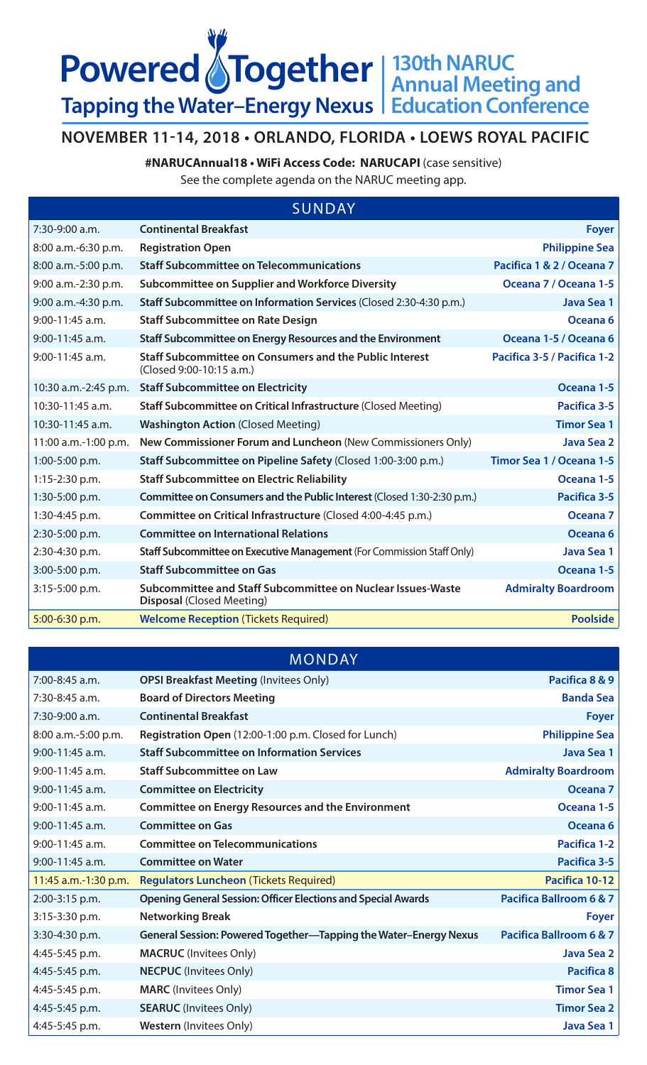# Powered Together

## Tapping the Water–Energy Nexus

## 130th NARUC Annual Meeting and Education Conference

**NOVEMBER 11-14, 2018 • ORLANDO, FLORIDA • LOEWS ROYAL PACIFIC**

**#NARUCAnnual18 • WiFi Access Code: NARUCAPI** (case sensitive)

See the complete agenda on the NARUC meeting app.

| SUNDAY | | |
|---|---|---|
| 7:30-9:00 a.m. | **Continental Breakfast** | **Foyer** |
| 8:00 a.m.-6:30 p.m. | **Registration Open** | **Philippine Sea** |
| 8:00 a.m.-5:00 p.m. | **Staff Subcommittee on Telecommunications** | **Pacifica 1 & 2 / Oceana 7** |
| 9:00 a.m.-2:30 p.m. | **Subcommittee on Supplier and Workforce Diversity** | **Oceana 7 / Oceana 1-5** |
| 9:00 a.m.-4:30 p.m. | **Staff Subcommittee on Information Services** (Closed 2:30-4:30 p.m.) | **Java Sea 1** |
| 9:00-11:45 a.m. | **Staff Subcommittee on Rate Design** | **Oceana 6** |
| 9:00-11:45 a.m. | **Staff Subcommittee on Energy Resources and the Environment** | **Oceana 1-5 / Oceana 6** |
| 9:00-11:45 a.m. | **Staff Subcommittee on Consumers and the Public Interest** (Closed 9:00-10:15 a.m.) | **Pacifica 3-5 / Pacifica 1-2** |
| 10:30 a.m.-2:45 p.m. | **Staff Subcommittee on Electricity** | **Oceana 1-5** |
| 10:30-11:45 a.m. | **Staff Subcommittee on Critical Infrastructure** (Closed Meeting) | **Pacifica 3-5** |
| 10:30-11:45 a.m. | **Washington Action** (Closed Meeting) | **Timor Sea 1** |
| 11:00 a.m.-1:00 p.m. | **New Commissioner Forum and Luncheon** (New Commissioners Only) | **Java Sea 2** |
| 1:00-5:00 p.m. | **Staff Subcommittee on Pipeline Safety** (Closed 1:00-3:00 p.m.) | **Timor Sea 1 / Oceana 1-5** |
| 1:15-2:30 p.m. | **Staff Subcommittee on Electric Reliability** | **Oceana 1-5** |
| 1:30-5:00 p.m. | **Committee on Consumers and the Public Interest** (Closed 1:30-2:30 p.m.) | **Pacifica 3-5** |
| 1:30-4:45 p.m. | **Committee on Critical Infrastructure** (Closed 4:00-4:45 p.m.) | **Oceana 7** |
| 2:30-5:00 p.m. | **Committee on International Relations** | **Oceana 6** |
| 2:30-4:30 p.m. | **Staff Subcommittee on Executive Management** (For Commission Staff Only) | **Java Sea 1** |
| 3:00-5:00 p.m. | **Staff Subcommittee on Gas** | **Oceana 1-5** |
| 3:15-5:00 p.m. | **Subcommittee and Staff Subcommittee on Nuclear Issues-Waste Disposal** (Closed Meeting) | **Admiralty Boardroom** |
| 5:00-6:30 p.m. | **Welcome Reception** (Tickets Required) | **Poolside** |

| MONDAY | | |
|---|---|---|
| 7:00-8:45 a.m. | **OPSI Breakfast Meeting** (Invitees Only) | **Pacifica 8 & 9** |
| 7:30-8:45 a.m. | **Board of Directors Meeting** | **Banda Sea** |
| 7:30-9:00 a.m. | **Continental Breakfast** | **Foyer** |
| 8:00 a.m.-5:00 p.m. | **Registration Open** (12:00-1:00 p.m. Closed for Lunch) | **Philippine Sea** |
| 9:00-11:45 a.m. | **Staff Subcommittee on Information Services** | **Java Sea 1** |
| 9:00-11:45 a.m. | **Staff Subcommittee on Law** | **Admiralty Boardroom** |
| 9:00-11:45 a.m. | **Committee on Electricity** | **Oceana 7** |
| 9:00-11:45 a.m. | **Committee on Energy Resources and the Environment** | **Oceana 1-5** |
| 9:00-11:45 a.m. | **Committee on Gas** | **Oceana 6** |
| 9:00-11:45 a.m. | **Committee on Telecommunications** | **Pacifica 1-2** |
| 9:00-11:45 a.m. | **Committee on Water** | **Pacifica 3-5** |
| 11:45 a.m.-1:30 p.m. | **Regulators Luncheon** (Tickets Required) | **Pacifica 10-12** |
| 2:00-3:15 p.m. | **Opening General Session: Officer Elections and Special Awards** | **Pacifica Ballroom 6 & 7** |
| 3:15-3:30 p.m. | **Networking Break** | **Foyer** |
| 3:30-4:30 p.m. | **General Session: Powered Together—Tapping the Water–Energy Nexus** | **Pacifica Ballroom 6 & 7** |
| 4:45-5:45 p.m. | **MACRUC** (Invitees Only) | **Java Sea 2** |
| 4:45-5:45 p.m. | **NECPUC** (Invitees Only) | **Pacifica 8** |
| 4:45-5:45 p.m. | **MARC** (Invitees Only) | **Timor Sea 1** |
| 4:45-5:45 p.m. | **SEARUC** (Invitees Only) | **Timor Sea 2** |
| 4:45-5:45 p.m. | **Western** (Invitees Only) | **Java Sea 1** |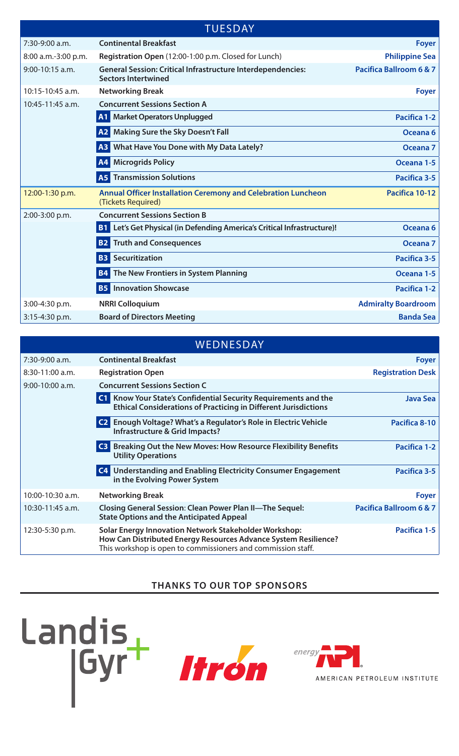## TUESDAY

| | | |
|---|---|---|
| 7:30-9:00 a.m. | **Continental Breakfast** | **Foyer** |
| 8:00 a.m.-3:00 p.m. | **Registration Open** (12:00-1:00 p.m. Closed for Lunch) | **Philippine Sea** |
| 9:00-10:15 a.m. | **General Session: Critical Infrastructure Interdependencies: Sectors Intertwined** | **Pacifica Ballroom 6 & 7** |
| 10:15-10:45 a.m. | **Networking Break** | **Foyer** |
| 10:45-11:45 a.m. | **Concurrent Sessions Section A** | |
| | **A1 Market Operators Unplugged** | **Pacifica 1-2** |
| | **A2 Making Sure the Sky Doesn't Fall** | **Oceana 6** |
| | **A3 What Have You Done with My Data Lately?** | **Oceana 7** |
| | **A4 Microgrids Policy** | **Oceana 1-5** |
| | **A5 Transmission Solutions** | **Pacifica 3-5** |
| 12:00-1:30 p.m. | **Annual Officer Installation Ceremony and Celebration Luncheon** (Tickets Required) | **Pacifica 10-12** |
| 2:00-3:00 p.m. | **Concurrent Sessions Section B** | |
| | **B1 Let's Get Physical (in Defending America's Critical Infrastructure)!** | **Oceana 6** |
| | **B2 Truth and Consequences** | **Oceana 7** |
| | **B3 Securitization** | **Pacifica 3-5** |
| | **B4 The New Frontiers in System Planning** | **Oceana 1-5** |
| | **B5 Innovation Showcase** | **Pacifica 1-2** |
| 3:00-4:30 p.m. | **NRRI Colloquium** | **Admiralty Boardroom** |
| 3:15-4:30 p.m. | **Board of Directors Meeting** | **Banda Sea** |

## WEDNESDAY

| | | |
|---|---|---|
| 7:30-9:00 a.m. | **Continental Breakfast** | **Foyer** |
| 8:30-11:00 a.m. | **Registration Open** | **Registration Desk** |
| 9:00-10:00 a.m. | **Concurrent Sessions Section C** | |
| | **C1 Know Your State's Confidential Security Requirements and the Ethical Considerations of Practicing in Different Jurisdictions** | **Java Sea** |
| | **C2 Enough Voltage? What's a Regulator's Role in Electric Vehicle Infrastructure & Grid Impacts?** | **Pacifica 8-10** |
| | **C3 Breaking Out the New Moves: How Resource Flexibility Benefits Utility Operations** | **Pacifica 1-2** |
| | **C4 Understanding and Enabling Electricity Consumer Engagement in the Evolving Power System** | **Pacifica 3-5** |
| 10:00-10:30 a.m. | **Networking Break** | **Foyer** |
| 10:30-11:45 a.m. | **Closing General Session: Clean Power Plan II—The Sequel: State Options and the Anticipated Appeal** | **Pacifica Ballroom 6 & 7** |
| 12:30-5:30 p.m. | **Solar Energy Innovation Network Stakeholder Workshop: How Can Distributed Energy Resources Advance System Resilience?** This workshop is open to commissioners and commission staff. | **Pacifica 1-5** |

**THANKS TO OUR TOP SPONSORS**

Landis+Gyr

Itron

energy API AMERICAN PETROLEUM INSTITUTE